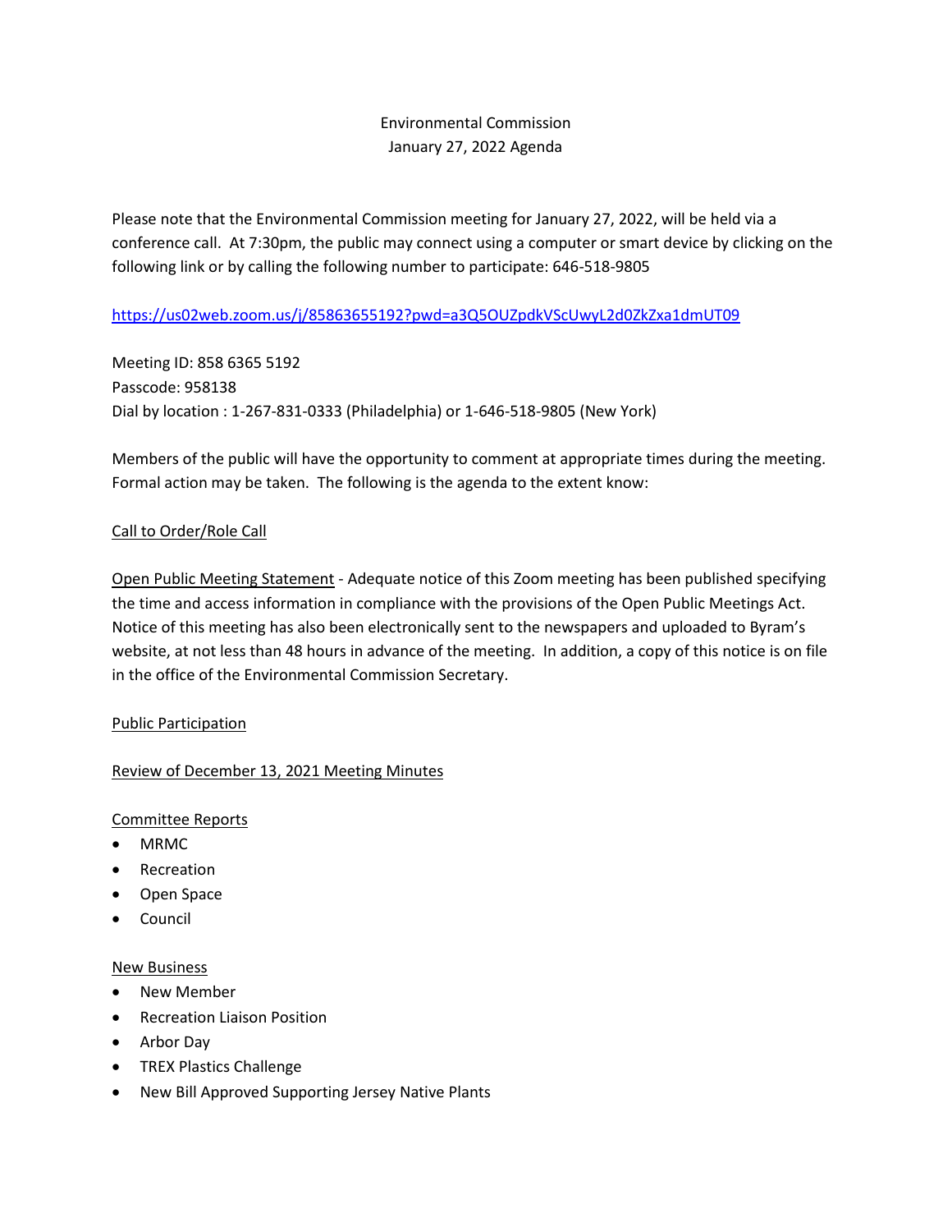# Environmental Commission
## January 27, 2022 Agenda

Please note that the Environmental Commission meeting for January 27, 2022, will be held via a conference call. At 7:30pm, the public may connect using a computer or smart device by clicking on the following link or by calling the following number to participate: 646-518-9805

https://us02web.zoom.us/j/85863655192?pwd=a3Q5OUZpdkVScUwyL2d0ZkZxa1dmUT09

Meeting ID: 858 6365 5192
Passcode: 958138
Dial by location : 1-267-831-0333 (Philadelphia) or 1-646-518-9805 (New York)

Members of the public will have the opportunity to comment at appropriate times during the meeting. Formal action may be taken. The following is the agenda to the extent know:

Call to Order/Role Call

Open Public Meeting Statement - Adequate notice of this Zoom meeting has been published specifying the time and access information in compliance with the provisions of the Open Public Meetings Act. Notice of this meeting has also been electronically sent to the newspapers and uploaded to Byram's website, at not less than 48 hours in advance of the meeting. In addition, a copy of this notice is on file in the office of the Environmental Commission Secretary.

Public Participation

Review of December 13, 2021 Meeting Minutes

Committee Reports

- MRMC
- Recreation
- Open Space
- Council

New Business

- New Member
- Recreation Liaison Position
- Arbor Day
- TREX Plastics Challenge
- New Bill Approved Supporting Jersey Native Plants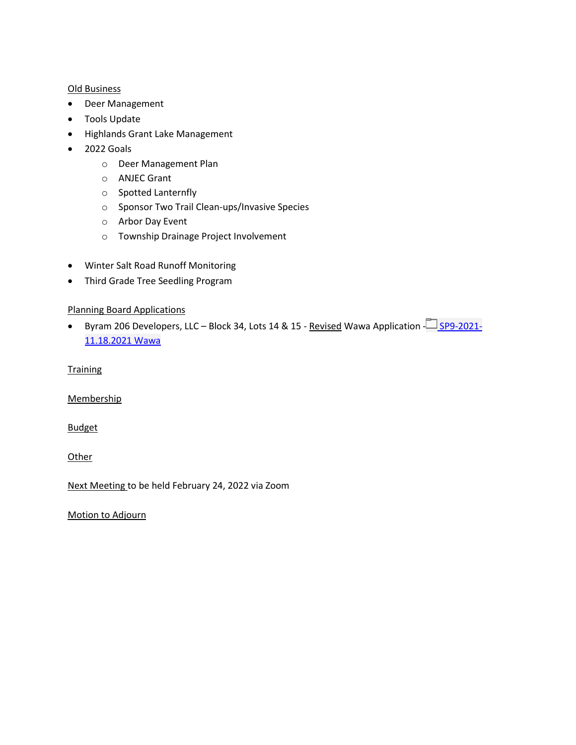Old Business

- Deer Management
- Tools Update
- Highlands Grant Lake Management
- 2022 Goals
    - Deer Management Plan
    - ANJEC Grant
    - Spotted Lanternfly
    - Sponsor Two Trail Clean-ups/Invasive Species
    - Arbor Day Event
    - Township Drainage Project Involvement

- Winter Salt Road Runoff Monitoring
- Third Grade Tree Seedling Program

Planning Board Applications

- Byram 206 Developers, LLC – Block 34, Lots 14 & 15 - Revised Wawa Application - SP9-2021-11.18.2021 Wawa

Training

Membership

Budget

Other

Next Meeting to be held February 24, 2022 via Zoom

Motion to Adjourn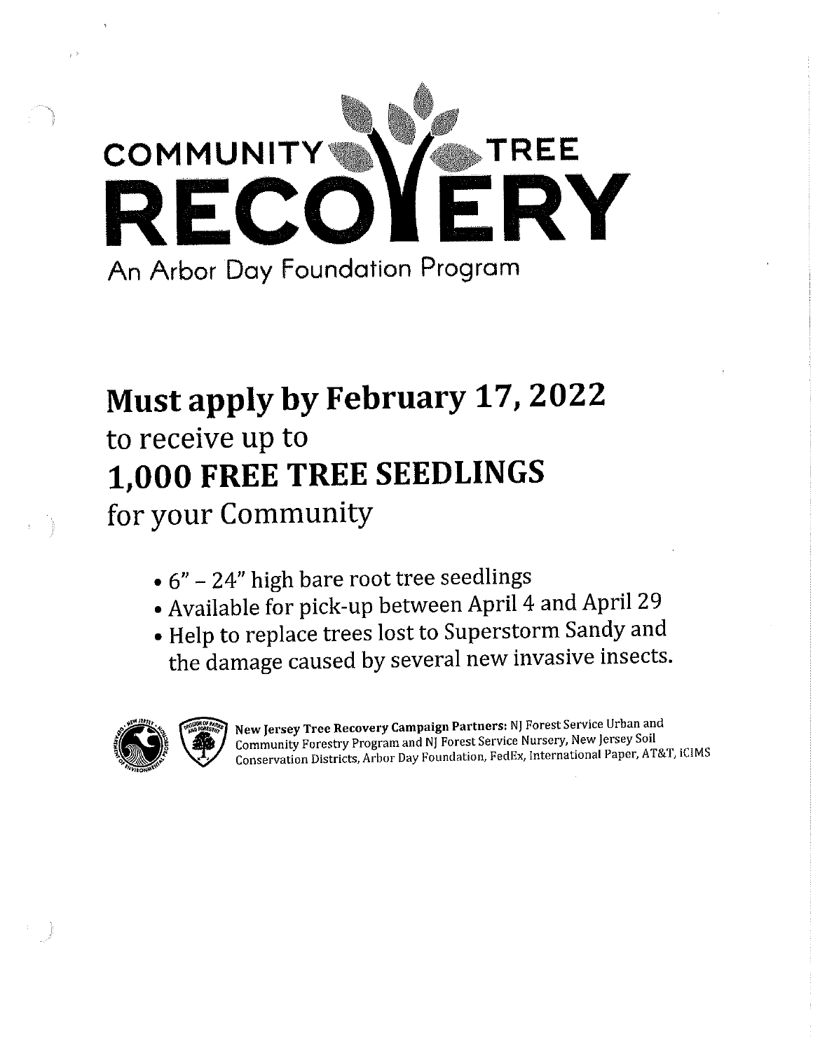# COMMUNITY TREE RECOVERY

An Arbor Day Foundation Program

## Must apply by February 17, 2022

to receive up to

## 1,000 FREE TREE SEEDLINGS

for your Community

- 6" – 24" high bare root tree seedlings
- Available for pick-up between April 4 and April 29
- Help to replace trees lost to Superstorm Sandy and the damage caused by several new invasive insects.

**New Jersey Tree Recovery Campaign Partners:** NJ Forest Service Urban and Community Forestry Program and NJ Forest Service Nursery, New Jersey Soil Conservation Districts, Arbor Day Foundation, FedEx, International Paper, AT&T, iCIMS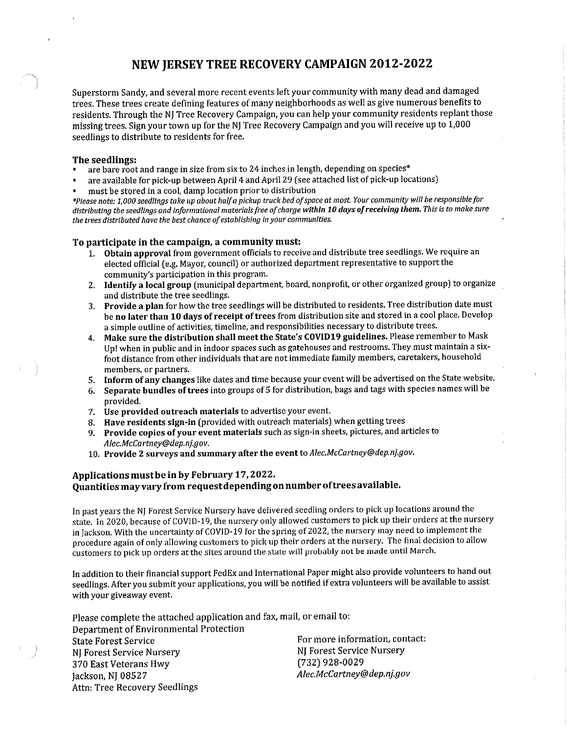# NEW JERSEY TREE RECOVERY CAMPAIGN 2012-2022

Superstorm Sandy, and several more recent events left your community with many dead and damaged trees. These trees create defining features of many neighborhoods as well as give numerous benefits to residents. Through the NJ Tree Recovery Campaign, you can help your community residents replant those missing trees. Sign your town up for the NJ Tree Recovery Campaign and you will receive up to 1,000 seedlings to distribute to residents for free.

## The seedlings:

- are bare root and range in size from six to 24 inches in length, depending on species*
- are available for pick-up between April 4 and April 29 (see attached list of pick-up locations)
- must be stored in a cool, damp location prior to distribution

*\*Please note: 1,000 seedlings take up about half a pickup truck bed of space at most. Your community will be responsible for distributing the seedlings and informational materials free of charge* ***within 10 days of receiving them.*** *This is to make sure the trees distributed have the best chance of establishing in your communities.*

## To participate in the campaign, a community must:

1. **Obtain approval** from government officials to receive and distribute tree seedlings. We require an elected official (e.g. Mayor, council) or authorized department representative to support the community's participation in this program.
2. **Identify a local group** (municipal department, board, nonprofit, or other organized group) to organize and distribute the tree seedlings.
3. **Provide a plan** for how the tree seedlings will be distributed to residents. Tree distribution date must be **no later than 10 days of receipt of trees** from distribution site and stored in a cool place. Develop a simple outline of activities, timeline, and responsibilities necessary to distribute trees.
4. **Make sure the distribution shall meet the State's COVID19 guidelines.** Please remember to Mask Up! when in public and in indoor spaces such as gatehouses and restrooms. They must maintain a six-foot distance from other individuals that are not immediate family members, caretakers, household members, or partners.
5. **Inform of any changes** like dates and time because your event will be advertised on the State website.
6. **Separate bundles of trees** into groups of 5 for distribution, bags and tags with species names will be provided.
7. **Use provided outreach materials** to advertise your event.
8. **Have residents sign-in** (provided with outreach materials) when getting trees
9. **Provide copies of your event materials** such as sign-in sheets, pictures, and articles to *Alec.McCartney@dep.nj.gov*.
10. **Provide 2 surveys and summary after the event** to *Alec.McCartney@dep.nj.gov*.

### Applications must be in by February 17, 2022.
### Quantities may vary from request depending on number of trees available.

In past years the NJ Forest Service Nursery have delivered seedling orders to pick up locations around the state. In 2020, because of COVID-19, the nursery only allowed customers to pick up their orders at the nursery in Jackson. With the uncertainty of COVID-19 for the spring of 2022, the nursery may need to implement the procedure again of only allowing customers to pick up their orders at the nursery. The final decision to allow customers to pick up orders at the sites around the state will probably not be made until March.

In addition to their financial support FedEx and International Paper might also provide volunteers to hand out seedlings. After you submit your applications, you will be notified if extra volunteers will be available to assist with your giveaway event.

Please complete the attached application and fax, mail, or email to:

Department of Environmental Protection
State Forest Service
NJ Forest Service Nursery
370 East Veterans Hwy
Jackson, NJ 08527
Attn: Tree Recovery Seedlings

For more information, contact:
NJ Forest Service Nursery
(732) 928-0029
*Alec.McCartney@dep.nj.gov*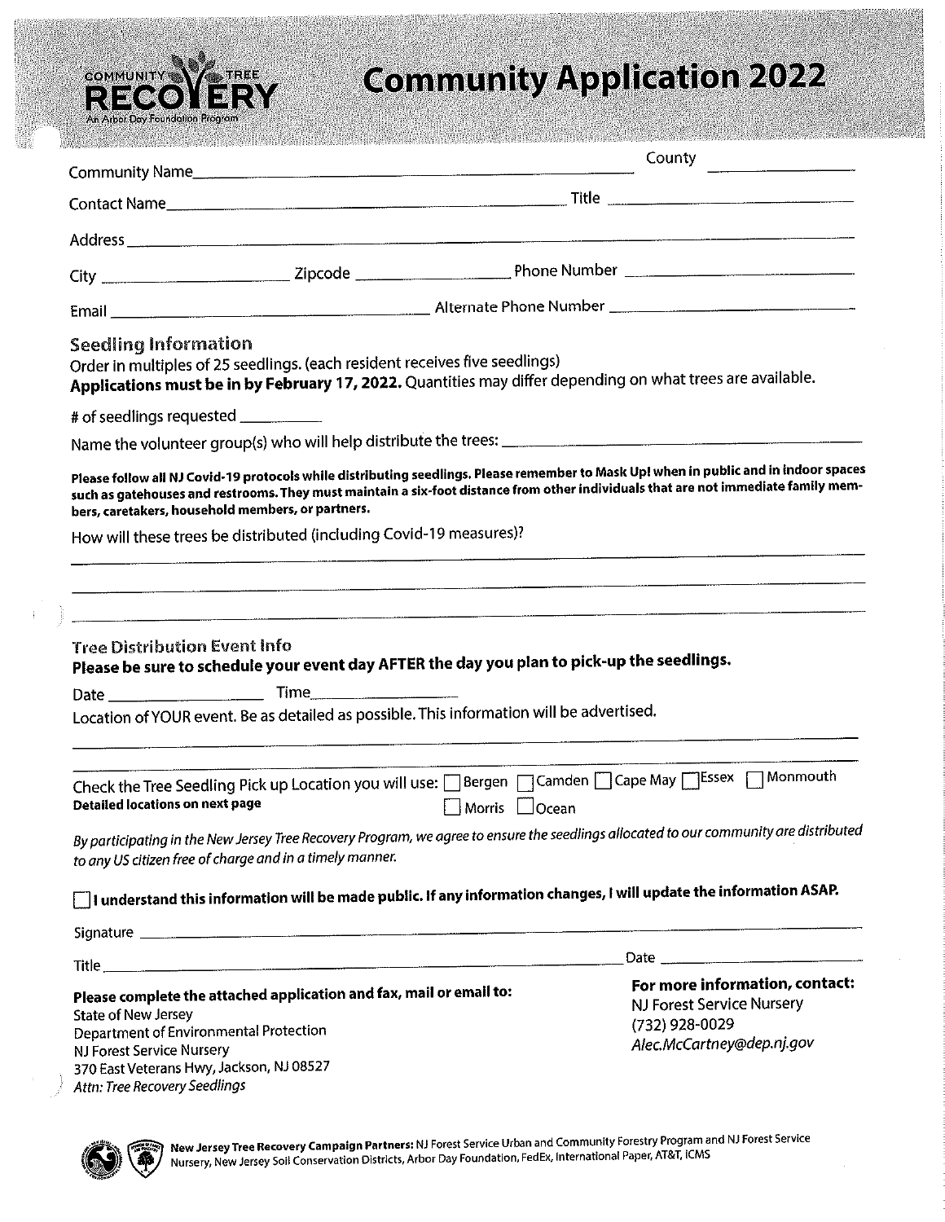COMMUNITY TREE RECOVERY
An Arbor Day Foundation Program

# Community Application 2022

Community Name_______________________________________ County _______________

Contact Name_______________________________________ Title _______________________

Address ____________________________________________________________________

City ____________________ Zipcode ____________________ Phone Number ____________________

Email ____________________________________ Alternate Phone Number ____________________

## Seedling Information

Order in multiples of 25 seedlings. (each resident receives five seedlings)

**Applications must be in by February 17, 2022.** Quantities may differ depending on what trees are available.

# of seedlings requested __________

Name the volunteer group(s) who will help distribute the trees: ______________________________

**Please follow all NJ Covid-19 protocols while distributing seedlings. Please remember to Mask Up! when in public and in indoor spaces such as gatehouses and restrooms. They must maintain a six-foot distance from other individuals that are not immediate family members, caretakers, household members, or partners.**

How will these trees be distributed (including Covid-19 measures)?

______________________________________________________________________________

______________________________________________________________________________

______________________________________________________________________________

## Tree Distribution Event Info

**Please be sure to schedule your event day AFTER the day you plan to pick-up the seedlings.**

Date ____________________ Time____________________

Location of YOUR event. Be as detailed as possible. This information will be advertised.

______________________________________________________________________________

______________________________________________________________________________

Check the Tree Seedling Pick up Location you will use: ☐ Bergen ☐ Camden ☐ Cape May ☐ Essex ☐ Monmouth ☐ Morris ☐ Ocean

**Detailed locations on next page**

*By participating in the New Jersey Tree Recovery Program, we agree to ensure the seedlings allocated to our community are distributed to any US citizen free of charge and in a timely manner.*

☐ **I understand this information will be made public. If any information changes, I will update the information ASAP.**

Signature ______________________________________________________________________

Title ________________________________________________ Date ____________________

**Please complete the attached application and fax, mail or email to:**
State of New Jersey
Department of Environmental Protection
NJ Forest Service Nursery
370 East Veterans Hwy, Jackson, NJ 08527
*Attn: Tree Recovery Seedlings*

**For more information, contact:**
NJ Forest Service Nursery
(732) 928-0029
*Alec.McCartney@dep.nj.gov*

**New Jersey Tree Recovery Campaign Partners:** NJ Forest Service Urban and Community Forestry Program and NJ Forest Service Nursery, New Jersey Soil Conservation Districts, Arbor Day Foundation, FedEx, International Paper, AT&T, ICMS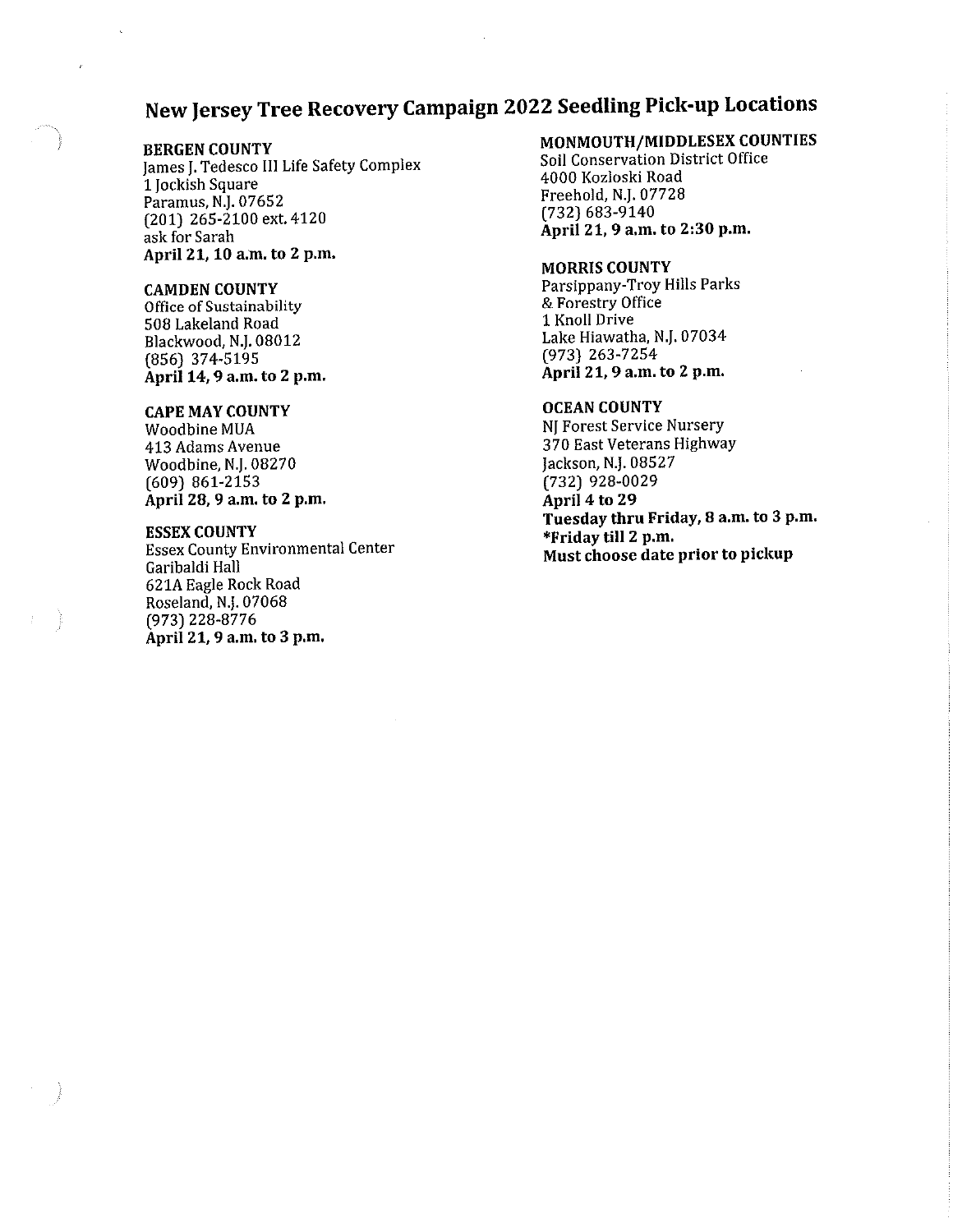# New Jersey Tree Recovery Campaign 2022 Seedling Pick-up Locations

**BERGEN COUNTY**
James J. Tedesco III Life Safety Complex
1 Jockish Square
Paramus, N.J. 07652
(201) 265-2100 ext. 4120
ask for Sarah
**April 21, 10 a.m. to 2 p.m.**

**CAMDEN COUNTY**
Office of Sustainability
508 Lakeland Road
Blackwood, N.J. 08012
(856) 374-5195
**April 14, 9 a.m. to 2 p.m.**

**CAPE MAY COUNTY**
Woodbine MUA
413 Adams Avenue
Woodbine, N.J. 08270
(609) 861-2153
**April 28, 9 a.m. to 2 p.m.**

**ESSEX COUNTY**
Essex County Environmental Center
Garibaldi Hall
621A Eagle Rock Road
Roseland, N.J. 07068
(973) 228-8776
**April 21, 9 a.m. to 3 p.m.**

**MONMOUTH/MIDDLESEX COUNTIES**
Soil Conservation District Office
4000 Kozloski Road
Freehold, N.J. 07728
(732) 683-9140
**April 21, 9 a.m. to 2:30 p.m.**

**MORRIS COUNTY**
Parsippany-Troy Hills Parks
& Forestry Office
1 Knoll Drive
Lake Hiawatha, N.J. 07034
(973) 263-7254
**April 21, 9 a.m. to 2 p.m.**

**OCEAN COUNTY**
NJ Forest Service Nursery
370 East Veterans Highway
Jackson, N.J. 08527
(732) 928-0029
**April 4 to 29**
**Tuesday thru Friday, 8 a.m. to 3 p.m.**
**\*Friday till 2 p.m.**
**Must choose date prior to pickup**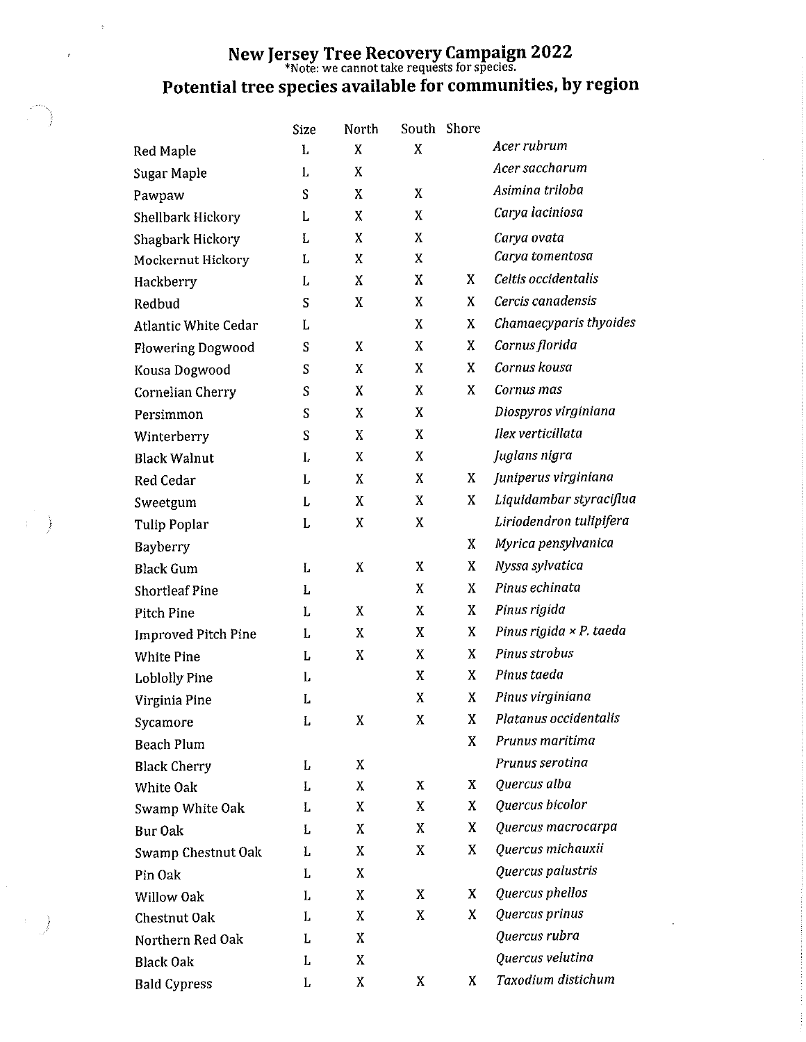# New Jersey Tree Recovery Campaign 2022

*Note: we cannot take requests for species.

## Potential tree species available for communities, by region

| | Size | North | South | Shore | |
|---|---|---|---|---|---|
| Red Maple | L | X | X | | *Acer rubrum* |
| Sugar Maple | L | X | | | *Acer saccharum* |
| Pawpaw | S | X | X | | *Asimina triloba* |
| Shellbark Hickory | L | X | X | | *Carya laciniosa* |
| Shagbark Hickory | L | X | X | | *Carya ovata* |
| Mockernut Hickory | L | X | X | | *Carya tomentosa* |
| Hackberry | L | X | X | X | *Celtis occidentalis* |
| Redbud | S | X | X | X | *Cercis canadensis* |
| Atlantic White Cedar | L | | X | X | *Chamaecyparis thyoides* |
| Flowering Dogwood | S | X | X | X | *Cornus florida* |
| Kousa Dogwood | S | X | X | X | *Cornus kousa* |
| Cornelian Cherry | S | X | X | X | *Cornus mas* |
| Persimmon | S | X | X | | *Diospyros virginiana* |
| Winterberry | S | X | X | | *Ilex verticillata* |
| Black Walnut | L | X | X | | *Juglans nigra* |
| Red Cedar | L | X | X | X | *Juniperus virginiana* |
| Sweetgum | L | X | X | X | *Liquidambar styraciflua* |
| Tulip Poplar | L | X | X | | *Liriodendron tulipifera* |
| Bayberry | | | | X | *Myrica pensylvanica* |
| Black Gum | L | X | X | X | *Nyssa sylvatica* |
| Shortleaf Pine | L | | X | X | *Pinus echinata* |
| Pitch Pine | L | X | X | X | *Pinus rigida* |
| Improved Pitch Pine | L | X | X | X | *Pinus rigida × P. taeda* |
| White Pine | L | X | X | X | *Pinus strobus* |
| Loblolly Pine | L | | X | X | *Pinus taeda* |
| Virginia Pine | L | | X | X | *Pinus virginiana* |
| Sycamore | L | X | X | X | *Platanus occidentalis* |
| Beach Plum | | | | X | *Prunus maritima* |
| Black Cherry | L | X | | | *Prunus serotina* |
| White Oak | L | X | X | X | *Quercus alba* |
| Swamp White Oak | L | X | X | X | *Quercus bicolor* |
| Bur Oak | L | X | X | X | *Quercus macrocarpa* |
| Swamp Chestnut Oak | L | X | X | X | *Quercus michauxii* |
| Pin Oak | L | X | | | *Quercus palustris* |
| Willow Oak | L | X | X | X | *Quercus phellos* |
| Chestnut Oak | L | X | X | X | *Quercus prinus* |
| Northern Red Oak | L | X | | | *Quercus rubra* |
| Black Oak | L | X | | | *Quercus velutina* |
| Bald Cypress | L | X | X | X | *Taxodium distichum* |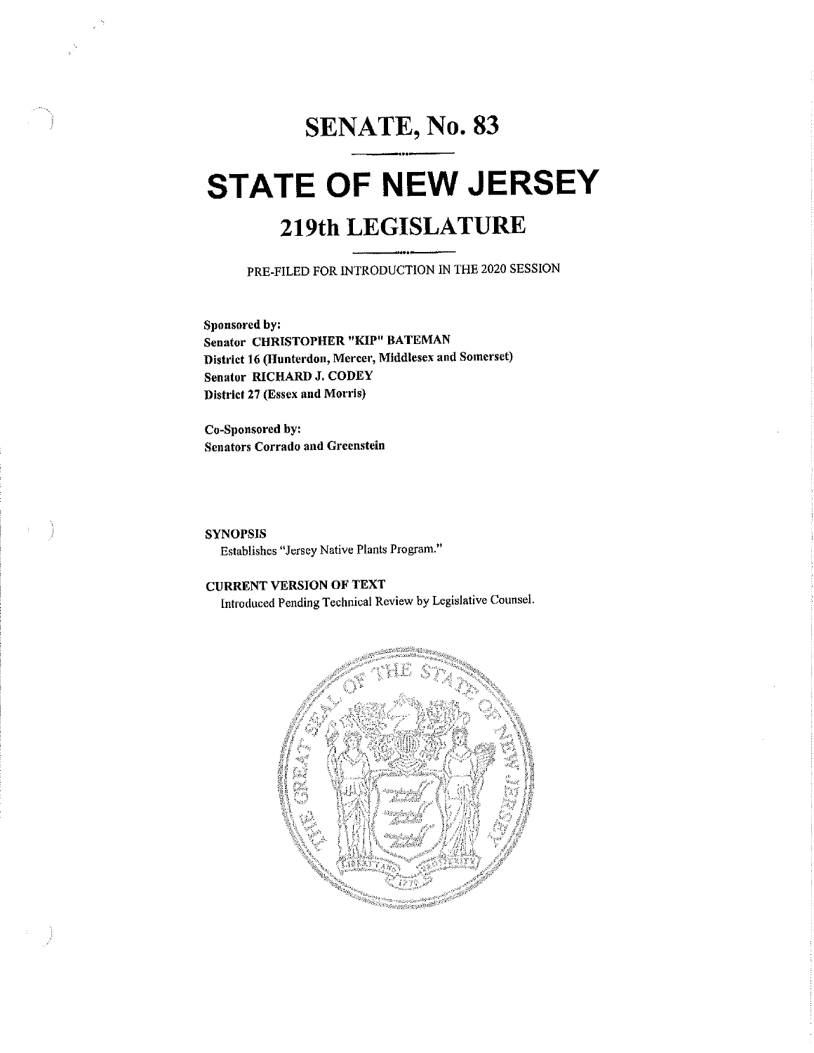# SENATE, No. 83

# STATE OF NEW JERSEY

## 219th LEGISLATURE

PRE-FILED FOR INTRODUCTION IN THE 2020 SESSION

**Sponsored by:**
**Senator CHRISTOPHER "KIP" BATEMAN**
**District 16 (Hunterdon, Mercer, Middlesex and Somerset)**
**Senator RICHARD J. CODEY**
**District 27 (Essex and Morris)**

**Co-Sponsored by:**
**Senators Corrado and Greenstein**

**SYNOPSIS**

Establishes "Jersey Native Plants Program."

**CURRENT VERSION OF TEXT**

Introduced Pending Technical Review by Legislative Counsel.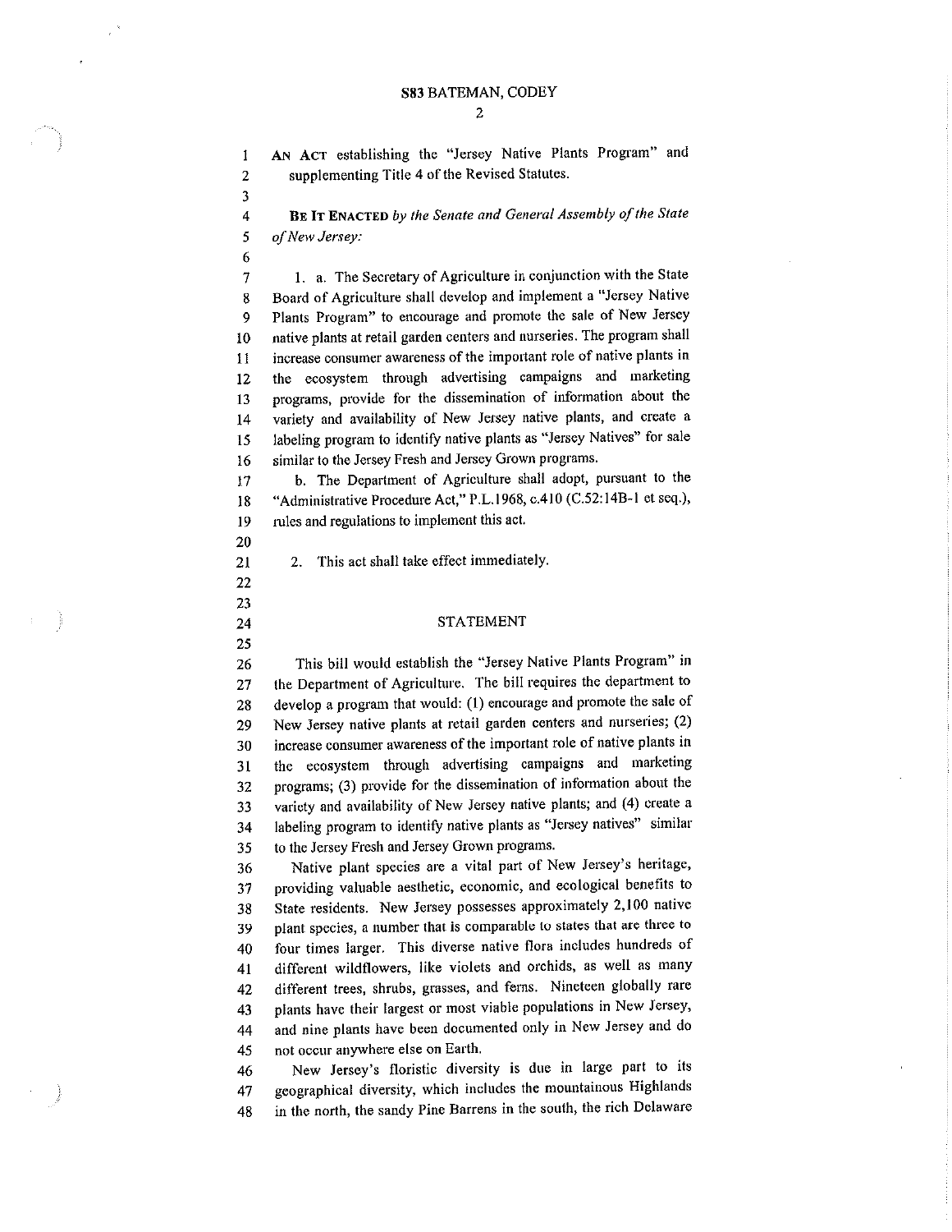AN ACT establishing the "Jersey Native Plants Program" and supplementing Title 4 of the Revised Statutes.

**BE IT ENACTED** *by the Senate and General Assembly of the State of New Jersey:*

1. a. The Secretary of Agriculture in conjunction with the State Board of Agriculture shall develop and implement a "Jersey Native Plants Program" to encourage and promote the sale of New Jersey native plants at retail garden centers and nurseries. The program shall increase consumer awareness of the important role of native plants in the ecosystem through advertising campaigns and marketing programs, provide for the dissemination of information about the variety and availability of New Jersey native plants, and create a labeling program to identify native plants as "Jersey Natives" for sale similar to the Jersey Fresh and Jersey Grown programs.

b. The Department of Agriculture shall adopt, pursuant to the "Administrative Procedure Act," P.L.1968, c.410 (C.52:14B-1 et seq.), rules and regulations to implement this act.

2. This act shall take effect immediately.

## STATEMENT

This bill would establish the "Jersey Native Plants Program" in the Department of Agriculture. The bill requires the department to develop a program that would: (1) encourage and promote the sale of New Jersey native plants at retail garden centers and nurseries; (2) increase consumer awareness of the important role of native plants in the ecosystem through advertising campaigns and marketing programs; (3) provide for the dissemination of information about the variety and availability of New Jersey native plants; and (4) create a labeling program to identify native plants as "Jersey natives" similar to the Jersey Fresh and Jersey Grown programs.

Native plant species are a vital part of New Jersey's heritage, providing valuable aesthetic, economic, and ecological benefits to State residents. New Jersey possesses approximately 2,100 native plant species, a number that is comparable to states that are three to four times larger. This diverse native flora includes hundreds of different wildflowers, like violets and orchids, as well as many different trees, shrubs, grasses, and ferns. Nineteen globally rare plants have their largest or most viable populations in New Jersey, and nine plants have been documented only in New Jersey and do not occur anywhere else on Earth.

New Jersey's floristic diversity is due in large part to its geographical diversity, which includes the mountainous Highlands in the north, the sandy Pine Barrens in the south, the rich Delaware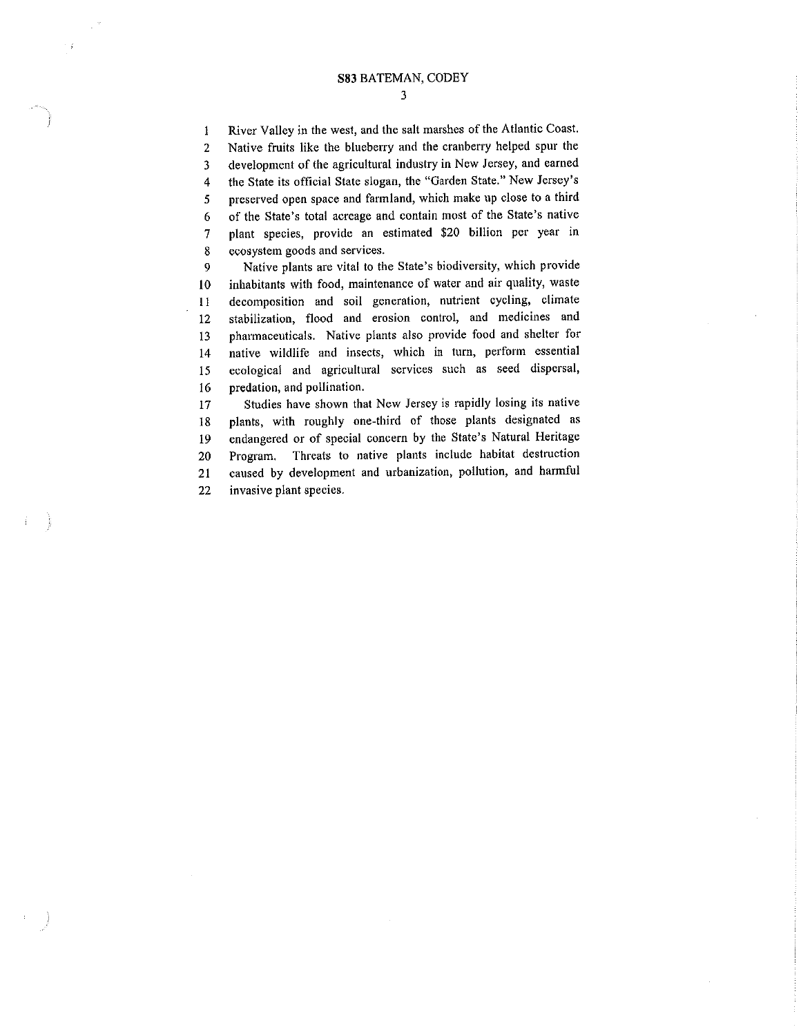River Valley in the west, and the salt marshes of the Atlantic Coast. Native fruits like the blueberry and the cranberry helped spur the development of the agricultural industry in New Jersey, and earned the State its official State slogan, the "Garden State." New Jersey's preserved open space and farmland, which make up close to a third of the State's total acreage and contain most of the State's native plant species, provide an estimated $20 billion per year in ecosystem goods and services.

Native plants are vital to the State's biodiversity, which provide inhabitants with food, maintenance of water and air quality, waste decomposition and soil generation, nutrient cycling, climate stabilization, flood and erosion control, and medicines and pharmaceuticals. Native plants also provide food and shelter for native wildlife and insects, which in turn, perform essential ecological and agricultural services such as seed dispersal, predation, and pollination.

Studies have shown that New Jersey is rapidly losing its native plants, with roughly one-third of those plants designated as endangered or of special concern by the State's Natural Heritage Program. Threats to native plants include habitat destruction caused by development and urbanization, pollution, and harmful invasive plant species.